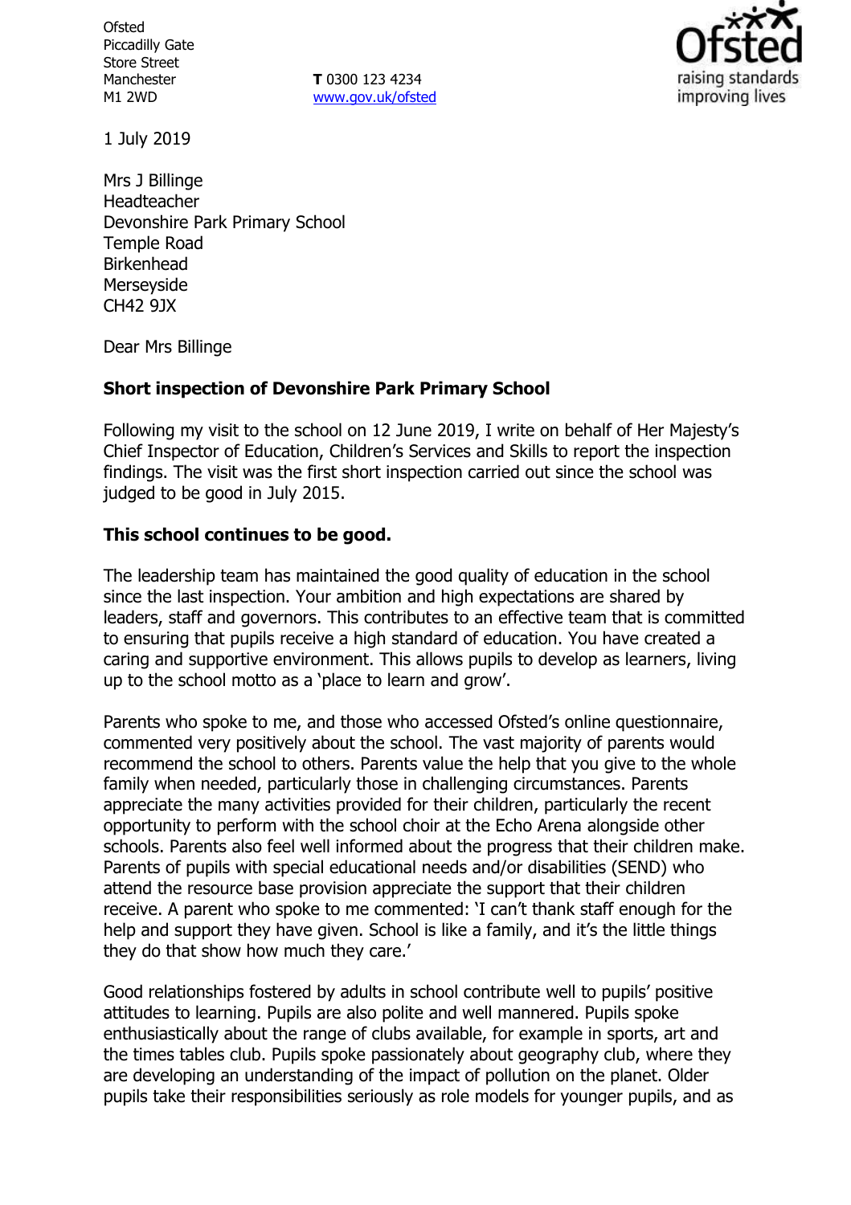Ofsted
Piccadilly Gate
Store Street
Manchester
M1 2WD

**T** 0300 123 4234
www.gov.uk/ofsted

1 July 2019

Mrs J Billinge
Headteacher
Devonshire Park Primary School
Temple Road
Birkenhead
Merseyside
CH42 9JX

Dear Mrs Billinge

**Short inspection of Devonshire Park Primary School**

Following my visit to the school on 12 June 2019, I write on behalf of Her Majesty's Chief Inspector of Education, Children's Services and Skills to report the inspection findings. The visit was the first short inspection carried out since the school was judged to be good in July 2015.

**This school continues to be good.**

The leadership team has maintained the good quality of education in the school since the last inspection. Your ambition and high expectations are shared by leaders, staff and governors. This contributes to an effective team that is committed to ensuring that pupils receive a high standard of education. You have created a caring and supportive environment. This allows pupils to develop as learners, living up to the school motto as a 'place to learn and grow'.

Parents who spoke to me, and those who accessed Ofsted's online questionnaire, commented very positively about the school. The vast majority of parents would recommend the school to others. Parents value the help that you give to the whole family when needed, particularly those in challenging circumstances. Parents appreciate the many activities provided for their children, particularly the recent opportunity to perform with the school choir at the Echo Arena alongside other schools. Parents also feel well informed about the progress that their children make. Parents of pupils with special educational needs and/or disabilities (SEND) who attend the resource base provision appreciate the support that their children receive. A parent who spoke to me commented: 'I can't thank staff enough for the help and support they have given. School is like a family, and it's the little things they do that show how much they care.'

Good relationships fostered by adults in school contribute well to pupils' positive attitudes to learning. Pupils are also polite and well mannered. Pupils spoke enthusiastically about the range of clubs available, for example in sports, art and the times tables club. Pupils spoke passionately about geography club, where they are developing an understanding of the impact of pollution on the planet. Older pupils take their responsibilities seriously as role models for younger pupils, and as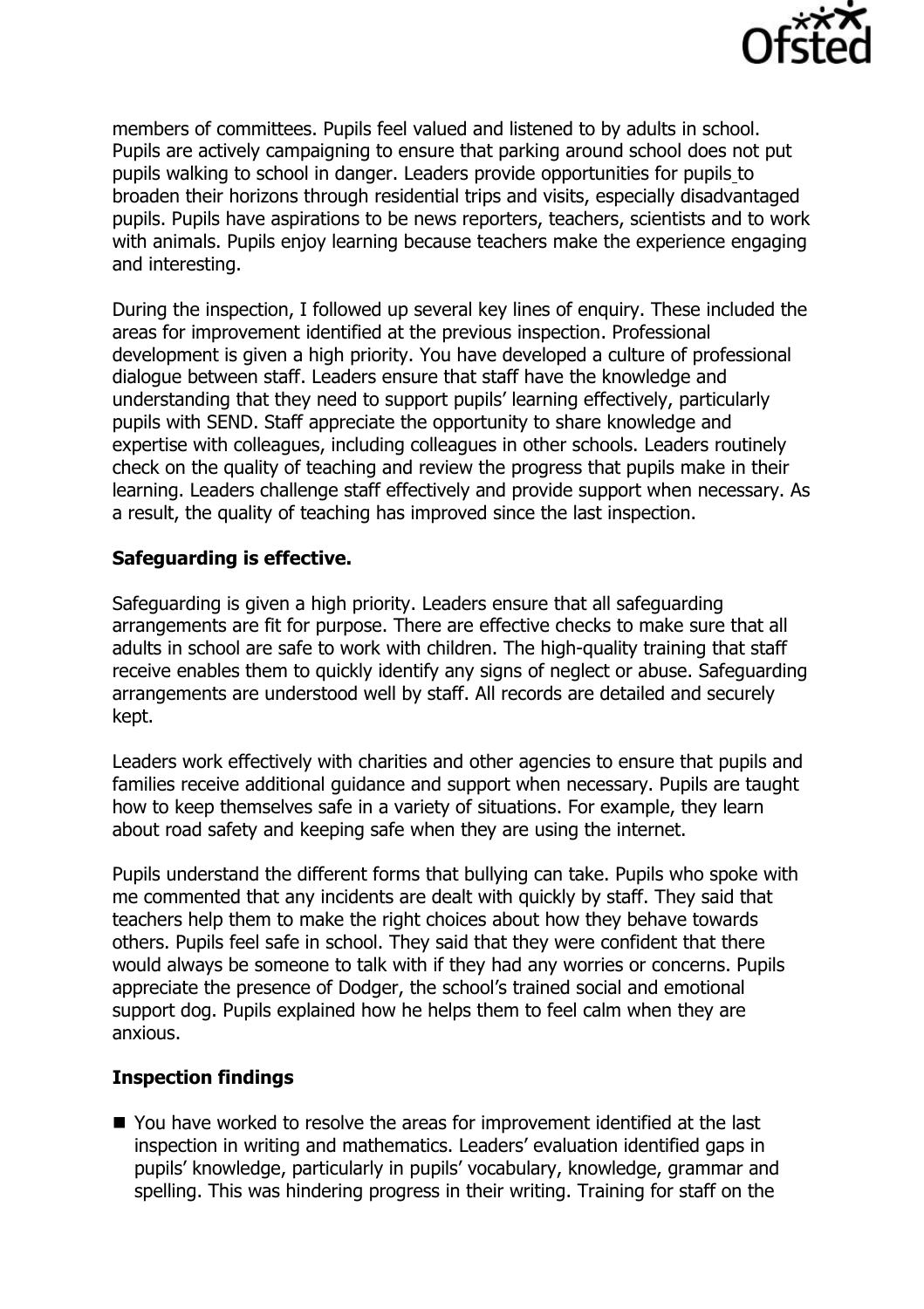members of committees. Pupils feel valued and listened to by adults in school. Pupils are actively campaigning to ensure that parking around school does not put pupils walking to school in danger. Leaders provide opportunities for pupils to broaden their horizons through residential trips and visits, especially disadvantaged pupils. Pupils have aspirations to be news reporters, teachers, scientists and to work with animals. Pupils enjoy learning because teachers make the experience engaging and interesting.

During the inspection, I followed up several key lines of enquiry. These included the areas for improvement identified at the previous inspection. Professional development is given a high priority. You have developed a culture of professional dialogue between staff. Leaders ensure that staff have the knowledge and understanding that they need to support pupils' learning effectively, particularly pupils with SEND. Staff appreciate the opportunity to share knowledge and expertise with colleagues, including colleagues in other schools. Leaders routinely check on the quality of teaching and review the progress that pupils make in their learning. Leaders challenge staff effectively and provide support when necessary. As a result, the quality of teaching has improved since the last inspection.

## Safeguarding is effective.

Safeguarding is given a high priority. Leaders ensure that all safeguarding arrangements are fit for purpose. There are effective checks to make sure that all adults in school are safe to work with children. The high-quality training that staff receive enables them to quickly identify any signs of neglect or abuse. Safeguarding arrangements are understood well by staff. All records are detailed and securely kept.

Leaders work effectively with charities and other agencies to ensure that pupils and families receive additional guidance and support when necessary. Pupils are taught how to keep themselves safe in a variety of situations. For example, they learn about road safety and keeping safe when they are using the internet.

Pupils understand the different forms that bullying can take. Pupils who spoke with me commented that any incidents are dealt with quickly by staff. They said that teachers help them to make the right choices about how they behave towards others. Pupils feel safe in school. They said that they were confident that there would always be someone to talk with if they had any worries or concerns. Pupils appreciate the presence of Dodger, the school's trained social and emotional support dog. Pupils explained how he helps them to feel calm when they are anxious.

## Inspection findings

- You have worked to resolve the areas for improvement identified at the last inspection in writing and mathematics. Leaders' evaluation identified gaps in pupils' knowledge, particularly in pupils' vocabulary, knowledge, grammar and spelling. This was hindering progress in their writing. Training for staff on the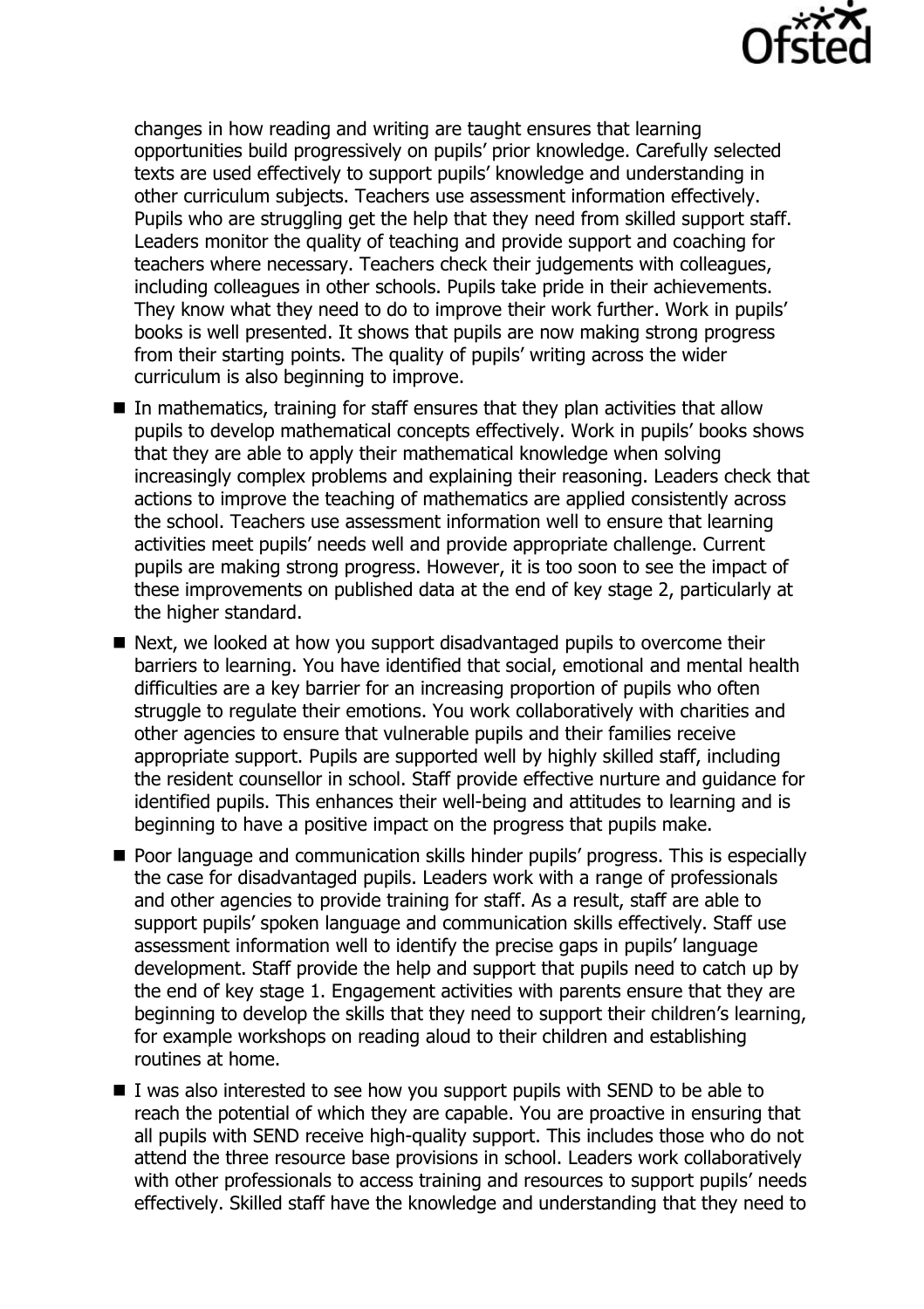changes in how reading and writing are taught ensures that learning opportunities build progressively on pupils' prior knowledge. Carefully selected texts are used effectively to support pupils' knowledge and understanding in other curriculum subjects. Teachers use assessment information effectively. Pupils who are struggling get the help that they need from skilled support staff. Leaders monitor the quality of teaching and provide support and coaching for teachers where necessary. Teachers check their judgements with colleagues, including colleagues in other schools. Pupils take pride in their achievements. They know what they need to do to improve their work further. Work in pupils' books is well presented. It shows that pupils are now making strong progress from their starting points. The quality of pupils' writing across the wider curriculum is also beginning to improve.

- In mathematics, training for staff ensures that they plan activities that allow pupils to develop mathematical concepts effectively. Work in pupils' books shows that they are able to apply their mathematical knowledge when solving increasingly complex problems and explaining their reasoning. Leaders check that actions to improve the teaching of mathematics are applied consistently across the school. Teachers use assessment information well to ensure that learning activities meet pupils' needs well and provide appropriate challenge. Current pupils are making strong progress. However, it is too soon to see the impact of these improvements on published data at the end of key stage 2, particularly at the higher standard.
- Next, we looked at how you support disadvantaged pupils to overcome their barriers to learning. You have identified that social, emotional and mental health difficulties are a key barrier for an increasing proportion of pupils who often struggle to regulate their emotions. You work collaboratively with charities and other agencies to ensure that vulnerable pupils and their families receive appropriate support. Pupils are supported well by highly skilled staff, including the resident counsellor in school. Staff provide effective nurture and guidance for identified pupils. This enhances their well-being and attitudes to learning and is beginning to have a positive impact on the progress that pupils make.
- Poor language and communication skills hinder pupils' progress. This is especially the case for disadvantaged pupils. Leaders work with a range of professionals and other agencies to provide training for staff. As a result, staff are able to support pupils' spoken language and communication skills effectively. Staff use assessment information well to identify the precise gaps in pupils' language development. Staff provide the help and support that pupils need to catch up by the end of key stage 1. Engagement activities with parents ensure that they are beginning to develop the skills that they need to support their children's learning, for example workshops on reading aloud to their children and establishing routines at home.
- I was also interested to see how you support pupils with SEND to be able to reach the potential of which they are capable. You are proactive in ensuring that all pupils with SEND receive high-quality support. This includes those who do not attend the three resource base provisions in school. Leaders work collaboratively with other professionals to access training and resources to support pupils' needs effectively. Skilled staff have the knowledge and understanding that they need to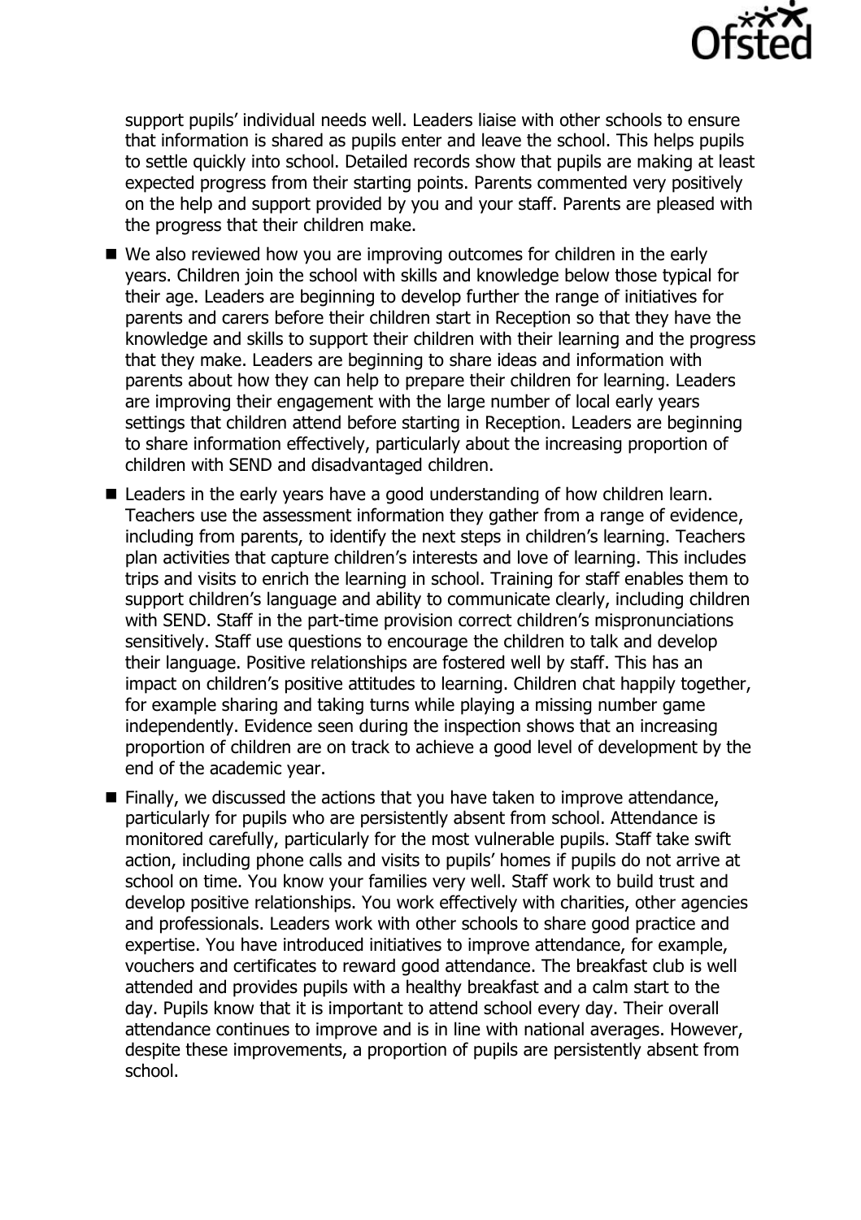support pupils' individual needs well. Leaders liaise with other schools to ensure that information is shared as pupils enter and leave the school. This helps pupils to settle quickly into school. Detailed records show that pupils are making at least expected progress from their starting points. Parents commented very positively on the help and support provided by you and your staff. Parents are pleased with the progress that their children make.

- We also reviewed how you are improving outcomes for children in the early years. Children join the school with skills and knowledge below those typical for their age. Leaders are beginning to develop further the range of initiatives for parents and carers before their children start in Reception so that they have the knowledge and skills to support their children with their learning and the progress that they make. Leaders are beginning to share ideas and information with parents about how they can help to prepare their children for learning. Leaders are improving their engagement with the large number of local early years settings that children attend before starting in Reception. Leaders are beginning to share information effectively, particularly about the increasing proportion of children with SEND and disadvantaged children.
- Leaders in the early years have a good understanding of how children learn. Teachers use the assessment information they gather from a range of evidence, including from parents, to identify the next steps in children's learning. Teachers plan activities that capture children's interests and love of learning. This includes trips and visits to enrich the learning in school. Training for staff enables them to support children's language and ability to communicate clearly, including children with SEND. Staff in the part-time provision correct children's mispronunciations sensitively. Staff use questions to encourage the children to talk and develop their language. Positive relationships are fostered well by staff. This has an impact on children's positive attitudes to learning. Children chat happily together, for example sharing and taking turns while playing a missing number game independently. Evidence seen during the inspection shows that an increasing proportion of children are on track to achieve a good level of development by the end of the academic year.
- Finally, we discussed the actions that you have taken to improve attendance, particularly for pupils who are persistently absent from school. Attendance is monitored carefully, particularly for the most vulnerable pupils. Staff take swift action, including phone calls and visits to pupils' homes if pupils do not arrive at school on time. You know your families very well. Staff work to build trust and develop positive relationships. You work effectively with charities, other agencies and professionals. Leaders work with other schools to share good practice and expertise. You have introduced initiatives to improve attendance, for example, vouchers and certificates to reward good attendance. The breakfast club is well attended and provides pupils with a healthy breakfast and a calm start to the day. Pupils know that it is important to attend school every day. Their overall attendance continues to improve and is in line with national averages. However, despite these improvements, a proportion of pupils are persistently absent from school.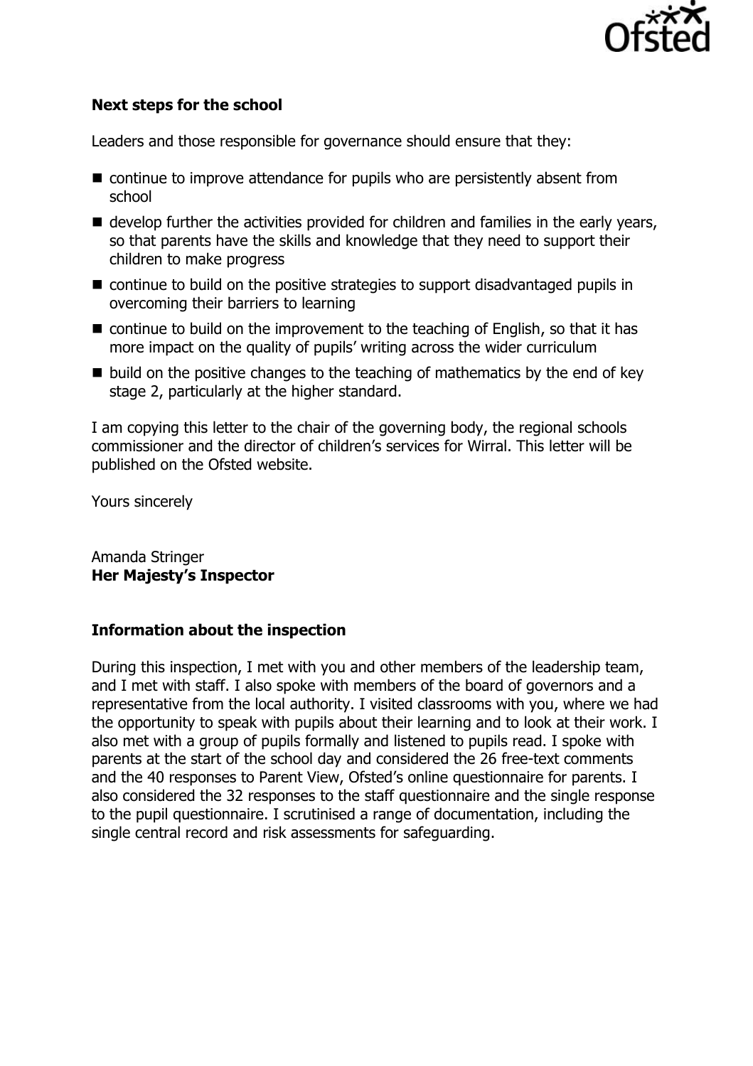**Next steps for the school**

Leaders and those responsible for governance should ensure that they:

- continue to improve attendance for pupils who are persistently absent from school
- develop further the activities provided for children and families in the early years, so that parents have the skills and knowledge that they need to support their children to make progress
- continue to build on the positive strategies to support disadvantaged pupils in overcoming their barriers to learning
- continue to build on the improvement to the teaching of English, so that it has more impact on the quality of pupils' writing across the wider curriculum
- build on the positive changes to the teaching of mathematics by the end of key stage 2, particularly at the higher standard.

I am copying this letter to the chair of the governing body, the regional schools commissioner and the director of children's services for Wirral. This letter will be published on the Ofsted website.

Yours sincerely

Amanda Stringer
**Her Majesty's Inspector**

**Information about the inspection**

During this inspection, I met with you and other members of the leadership team, and I met with staff. I also spoke with members of the board of governors and a representative from the local authority. I visited classrooms with you, where we had the opportunity to speak with pupils about their learning and to look at their work. I also met with a group of pupils formally and listened to pupils read. I spoke with parents at the start of the school day and considered the 26 free-text comments and the 40 responses to Parent View, Ofsted's online questionnaire for parents. I also considered the 32 responses to the staff questionnaire and the single response to the pupil questionnaire. I scrutinised a range of documentation, including the single central record and risk assessments for safeguarding.